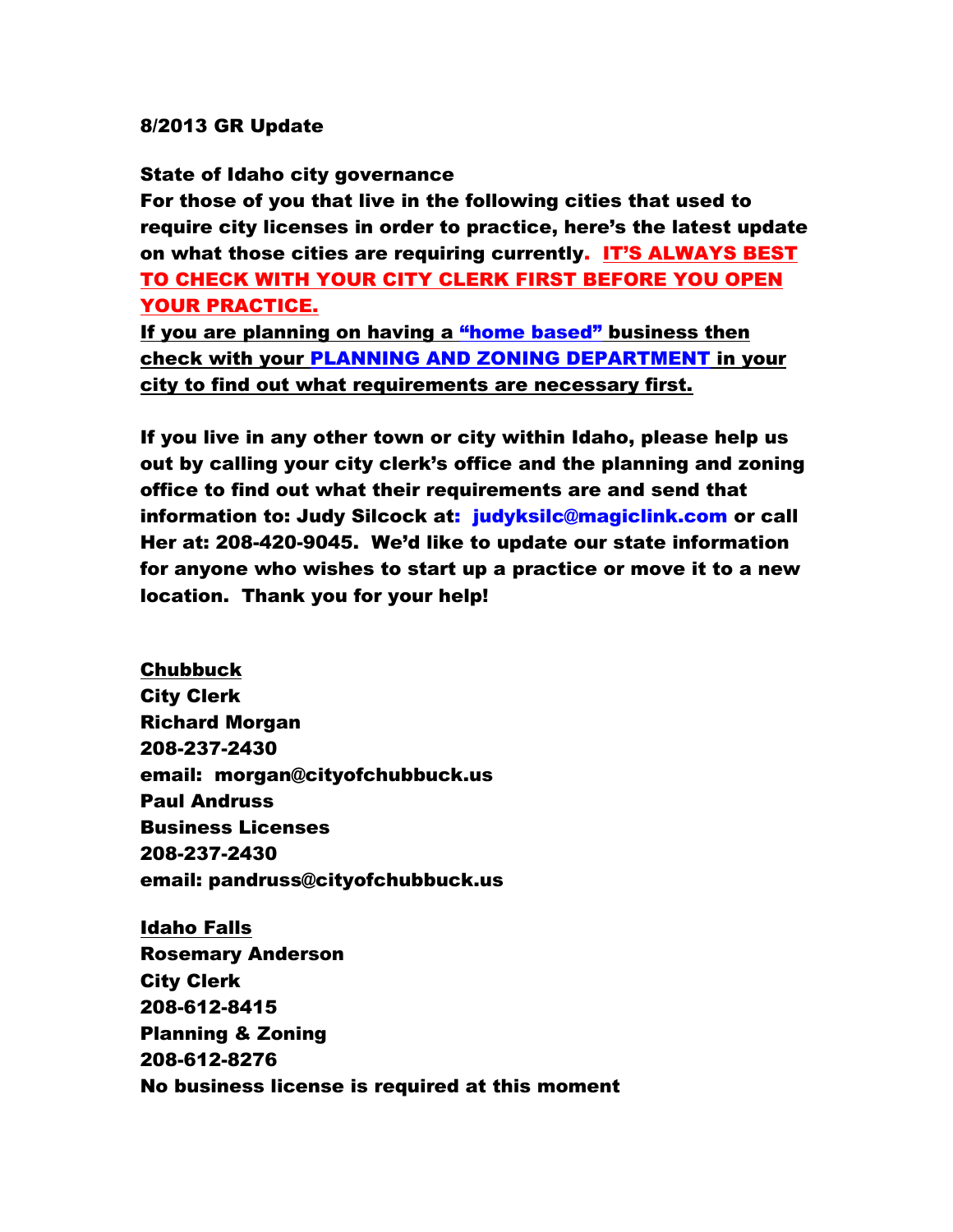**8/2013 GR Update**

**State of Idaho city governance**
**For those of you that live in the following cities that used to require city licenses in order to practice, here's the latest update on what those cities are requiring currently. IT'S ALWAYS BEST TO CHECK WITH YOUR CITY CLERK FIRST BEFORE YOU OPEN YOUR PRACTICE.**
**If you are planning on having a "home based" business then check with your PLANNING AND ZONING DEPARTMENT in your city to find out what requirements are necessary first.**

**If you live in any other town or city within Idaho, please help us out by calling your city clerk's office and the planning and zoning office to find out what their requirements are and send that information to: Judy Silcock at: judyksilc@magiclink.com or call Her at: 208-420-9045. We'd like to update our state information for anyone who wishes to start up a practice or move it to a new location. Thank you for your help!**

**Chubbuck**
**City Clerk**
**Richard Morgan**
**208-237-2430**
**email: morgan@cityofchubbuck.us**
**Paul Andruss**
**Business Licenses**
**208-237-2430**
**email: pandruss@cityofchubbuck.us**

**Idaho Falls**
**Rosemary Anderson**
**City Clerk**
**208-612-8415**
**Planning & Zoning**
**208-612-8276**
**No business license is required at this moment**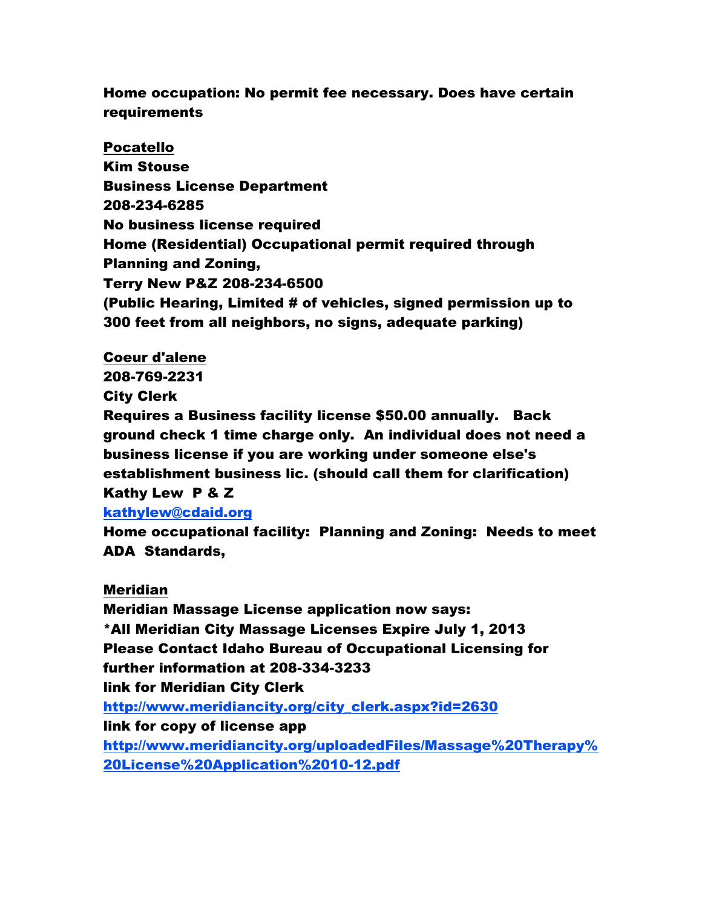**Home occupation: No permit fee necessary. Does have certain requirements**

**<u>Pocatello</u>**
**Kim Stouse**
**Business License Department**
**208-234-6285**
**No business license required**
**Home (Residential) Occupational permit required through Planning and Zoning,**
**Terry New P&Z 208-234-6500**
**(Public Hearing, Limited # of vehicles, signed permission up to 300 feet from all neighbors, no signs, adequate parking)**

**<u>Coeur d'alene</u>**
**208-769-2231**
**City Clerk**
**Requires a Business facility license $50.00 annually. Back ground check 1 time charge only. An individual does not need a business license if you are working under someone else's establishment business lic. (should call them for clarification)**
**Kathy Lew P & Z**
**[kathylew@cdaid.org](mailto:kathylew@cdaid.org)**
**Home occupational facility: Planning and Zoning: Needs to meet ADA Standards,**

**<u>Meridian</u>**
**Meridian Massage License application now says:**
***All Meridian City Massage Licenses Expire July 1, 2013**
**Please Contact Idaho Bureau of Occupational Licensing for further information at 208-334-3233**
**link for Meridian City Clerk**
**[http://www.meridiancity.org/city_clerk.aspx?id=2630](http://www.meridiancity.org/city_clerk.aspx?id=2630)**
**link for copy of license app**
**[http://www.meridiancity.org/uploadedFiles/Massage%20Therapy%20License%20Application%2010-12.pdf](http://www.meridiancity.org/uploadedFiles/Massage%20Therapy%20License%20Application%2010-12.pdf)**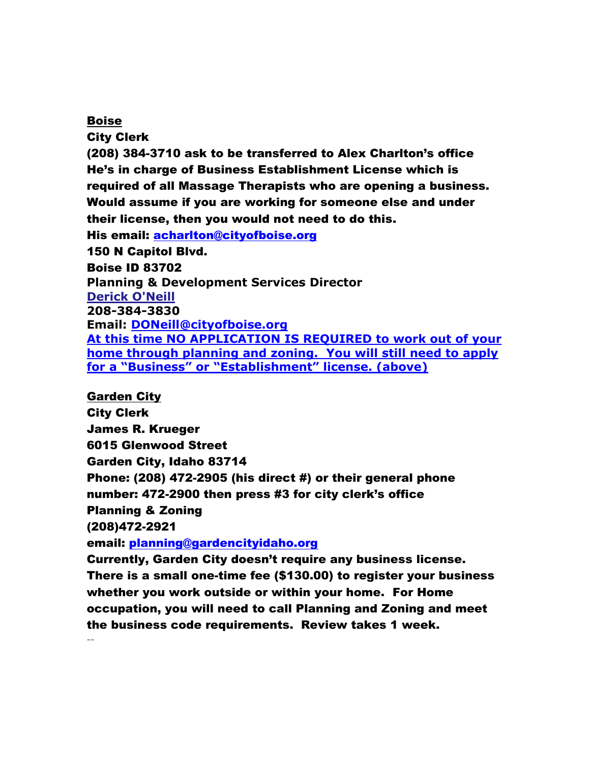**Boise**

**City Clerk**

**(208) 384-3710 ask to be transferred to Alex Charlton's office**

**He's in charge of Business Establishment License which is required of all Massage Therapists who are opening a business. Would assume if you are working for someone else and under their license, then you would not need to do this.**

**His email: acharlton@cityofboise.org**

**150 N Capitol Blvd.**

**Boise ID 83702**

**Planning & Development Services Director**

**Derick O'Neill**

**208-384-3830**

**Email: DONeill@cityofboise.org**

**At this time NO APPLICATION IS REQUIRED to work out of your home through planning and zoning. You will still need to apply for a "Business" or "Establishment" license. (above)**

**Garden City**

**City Clerk**

**James R. Krueger**

**6015 Glenwood Street**

**Garden City, Idaho 83714**

**Phone: (208) 472-2905 (his direct #) or their general phone number: 472-2900 then press #3 for city clerk's office**

**Planning & Zoning**

**(208)472-2921**

**email: planning@gardencityidaho.org**

**Currently, Garden City doesn't require any business license. There is a small one-time fee ($130.00) to register your business whether you work outside or within your home. For Home occupation, you will need to call Planning and Zoning and meet the business code requirements. Review takes 1 week.**

--